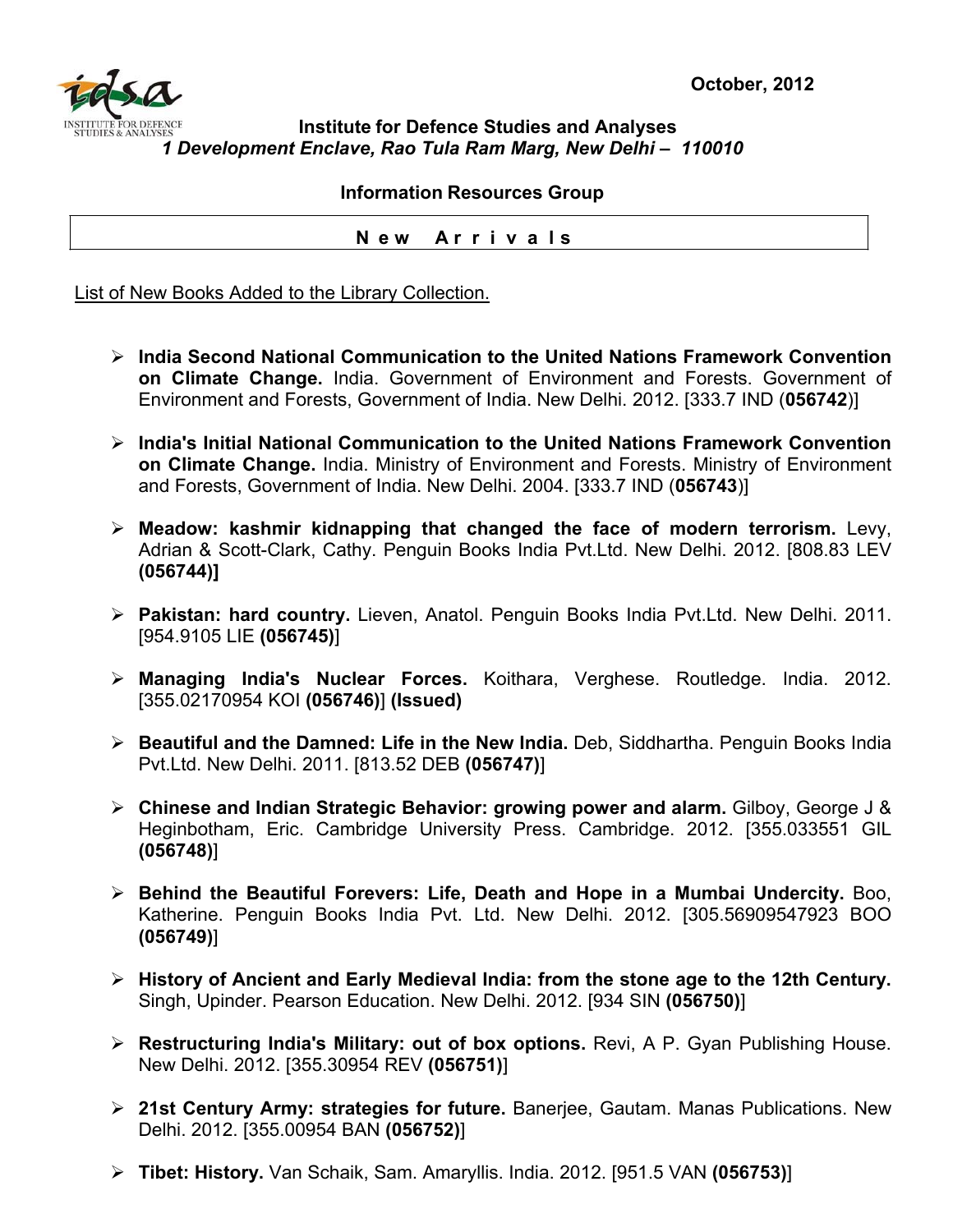October, 2012

**Institute for Defence Studies and Analyses**
***1 Development Enclave, Rao Tula Ram Marg, New Delhi – 110010***

**Information Resources Group**

## N e w   A r r i v a l s

List of New Books Added to the Library Collection.

- **India Second National Communication to the United Nations Framework Convention on Climate Change.** India. Government of Environment and Forests. Government of Environment and Forests, Government of India. New Delhi. 2012. [333.7 IND (**056742**)]
- **India's Initial National Communication to the United Nations Framework Convention on Climate Change.** India. Ministry of Environment and Forests. Ministry of Environment and Forests, Government of India. New Delhi. 2004. [333.7 IND (**056743**)]
- **Meadow: kashmir kidnapping that changed the face of modern terrorism.** Levy, Adrian & Scott-Clark, Cathy. Penguin Books India Pvt.Ltd. New Delhi. 2012. [808.83 LEV **(056744)]**
- **Pakistan: hard country.** Lieven, Anatol. Penguin Books India Pvt.Ltd. New Delhi. 2011. [954.9105 LIE **(056745)**]
- **Managing India's Nuclear Forces.** Koithara, Verghese. Routledge. India. 2012. [355.02170954 KOI **(056746)**] **(Issued)**
- **Beautiful and the Damned: Life in the New India.** Deb, Siddhartha. Penguin Books India Pvt.Ltd. New Delhi. 2011. [813.52 DEB **(056747)**]
- **Chinese and Indian Strategic Behavior: growing power and alarm.** Gilboy, George J & Heginbotham, Eric. Cambridge University Press. Cambridge. 2012. [355.033551 GIL **(056748)**]
- **Behind the Beautiful Forevers: Life, Death and Hope in a Mumbai Undercity.** Boo, Katherine. Penguin Books India Pvt. Ltd. New Delhi. 2012. [305.56909547923 BOO **(056749)**]
- **History of Ancient and Early Medieval India: from the stone age to the 12th Century.** Singh, Upinder. Pearson Education. New Delhi. 2012. [934 SIN **(056750)**]
- **Restructuring India's Military: out of box options.** Revi, A P. Gyan Publishing House. New Delhi. 2012. [355.30954 REV **(056751)**]
- **21st Century Army: strategies for future.** Banerjee, Gautam. Manas Publications. New Delhi. 2012. [355.00954 BAN **(056752)**]
- **Tibet: History.** Van Schaik, Sam. Amaryllis. India. 2012. [951.5 VAN **(056753)**]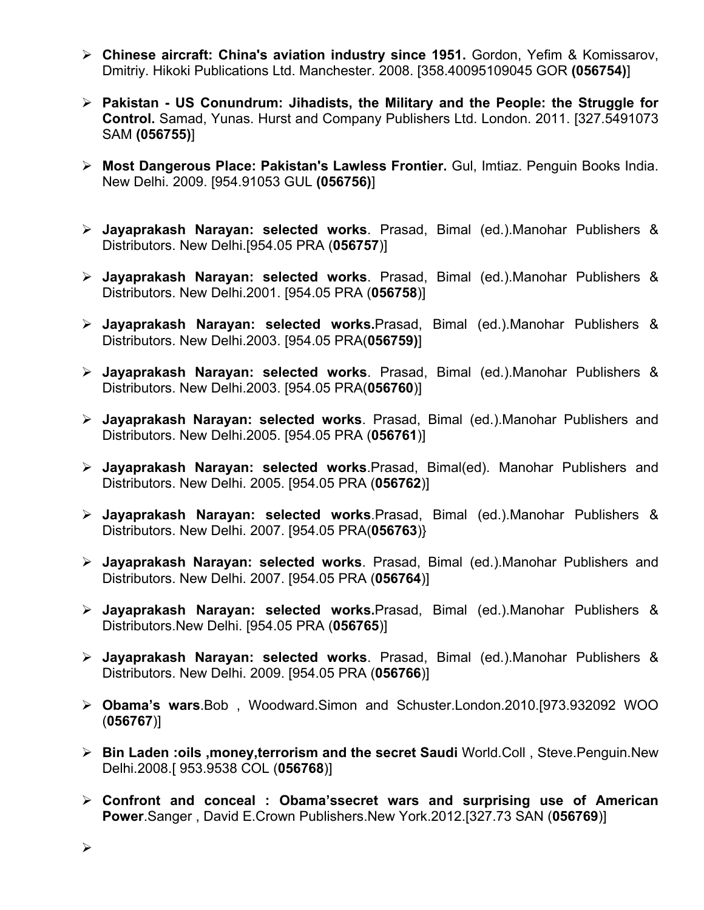- **Chinese aircraft: China's aviation industry since 1951.** Gordon, Yefim & Komissarov, Dmitriy. Hikoki Publications Ltd. Manchester. 2008. [358.40095109045 GOR **(056754)**]

- **Pakistan - US Conundrum: Jihadists, the Military and the People: the Struggle for Control.** Samad, Yunas. Hurst and Company Publishers Ltd. London. 2011. [327.5491073 SAM **(056755)**]

- **Most Dangerous Place: Pakistan's Lawless Frontier.** Gul, Imtiaz. Penguin Books India. New Delhi. 2009. [954.91053 GUL **(056756)**]

- **Jayaprakash Narayan: selected works**. Prasad, Bimal (ed.).Manohar Publishers & Distributors. New Delhi.[954.05 PRA (**056757**)]

- **Jayaprakash Narayan: selected works**. Prasad, Bimal (ed.).Manohar Publishers & Distributors. New Delhi.2001. [954.05 PRA (**056758**)]

- **Jayaprakash Narayan: selected works.**Prasad, Bimal (ed.).Manohar Publishers & Distributors. New Delhi.2003. [954.05 PRA(**056759)**]

- **Jayaprakash Narayan: selected works**. Prasad, Bimal (ed.).Manohar Publishers & Distributors. New Delhi.2003. [954.05 PRA(**056760**)]

- **Jayaprakash Narayan: selected works**. Prasad, Bimal (ed.).Manohar Publishers and Distributors. New Delhi.2005. [954.05 PRA (**056761**)]

- **Jayaprakash Narayan: selected works**.Prasad, Bimal(ed). Manohar Publishers and Distributors. New Delhi. 2005. [954.05 PRA (**056762**)]

- **Jayaprakash Narayan: selected works**.Prasad, Bimal (ed.).Manohar Publishers & Distributors. New Delhi. 2007. [954.05 PRA(**056763**)}

- **Jayaprakash Narayan: selected works**. Prasad, Bimal (ed.).Manohar Publishers and Distributors. New Delhi. 2007. [954.05 PRA (**056764**)]

- **Jayaprakash Narayan: selected works.**Prasad, Bimal (ed.).Manohar Publishers & Distributors.New Delhi. [954.05 PRA (**056765**)]

- **Jayaprakash Narayan: selected works**. Prasad, Bimal (ed.).Manohar Publishers & Distributors. New Delhi. 2009. [954.05 PRA (**056766**)]

- **Obama's wars**.Bob , Woodward.Simon and Schuster.London.2010.[973.932092 WOO (**056767**)]

- **Bin Laden :oils ,money,terrorism and the secret Saudi** World.Coll , Steve.Penguin.New Delhi.2008.[ 953.9538 COL (**056768**)]

- **Confront and conceal : Obama'ssecret wars and surprising use of American Power**.Sanger , David E.Crown Publishers.New York.2012.[327.73 SAN (**056769**)]

-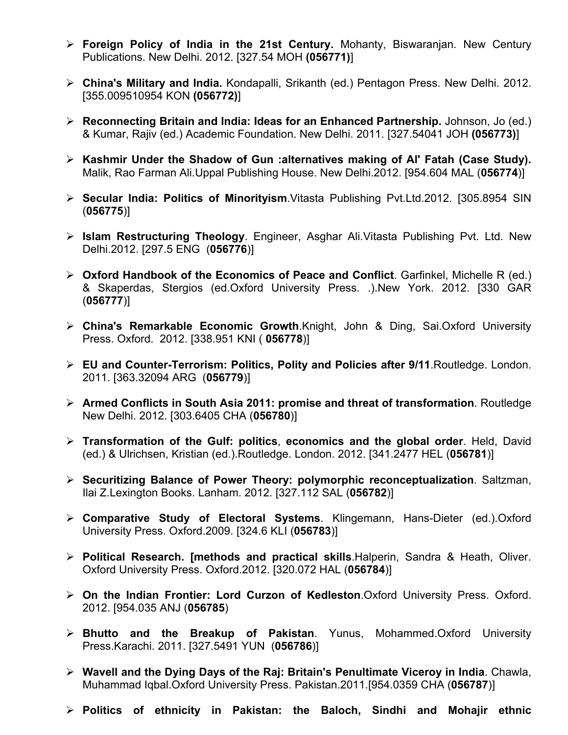- **Foreign Policy of India in the 21st Century.** Mohanty, Biswaranjan. New Century Publications. New Delhi. 2012. [327.54 MOH **(056771)**]

- **China's Military and India.** Kondapalli, Srikanth (ed.) Pentagon Press. New Delhi. 2012. [355.009510954 KON **(056772)**]

- **Reconnecting Britain and India: Ideas for an Enhanced Partnership.** Johnson, Jo (ed.) & Kumar, Rajiv (ed.) Academic Foundation. New Delhi. 2011. [327.54041 JOH **(056773)**]

- **Kashmir Under the Shadow of Gun :alternatives making of Al' Fatah (Case Study).** Malik, Rao Farman Ali.Uppal Publishing House. New Delhi.2012. [954.604 MAL (**056774**)]

- **Secular India: Politics of Minorityism**.Vitasta Publishing Pvt.Ltd.2012. [305.8954 SIN (**056775**)]

- **Islam Restructuring Theology**. Engineer, Asghar Ali.Vitasta Publishing Pvt. Ltd. New Delhi.2012. [297.5 ENG (**056776**)]

- **Oxford Handbook of the Economics of Peace and Conflict**. Garfinkel, Michelle R (ed.) & Skaperdas, Stergios (ed.Oxford University Press. .).New York. 2012. [330 GAR (**056777**)]

- **China's Remarkable Economic Growth**.Knight, John & Ding, Sai.Oxford University Press. Oxford. 2012. [338.951 KNI ( **056778**)]

- **EU and Counter-Terrorism: Politics, Polity and Policies after 9/11**.Routledge. London. 2011. [363.32094 ARG (**056779**)]

- **Armed Conflicts in South Asia 2011: promise and threat of transformation**. Routledge New Delhi. 2012. [303.6405 CHA (**056780**)]

- **Transformation of the Gulf: politics**, **economics and the global order**. Held, David (ed.) & Ulrichsen, Kristian (ed.).Routledge. London. 2012. [341.2477 HEL (**056781**)]

- **Securitizing Balance of Power Theory: polymorphic reconceptualization**. Saltzman, Ilai Z.Lexington Books. Lanham. 2012. [327.112 SAL (**056782**)]

- **Comparative Study of Electoral Systems**. Klingemann, Hans-Dieter (ed.).Oxford University Press. Oxford.2009. [324.6 KLI (**056783**)]

- **Political Research. [methods and practical skills**.Halperin, Sandra & Heath, Oliver. Oxford University Press. Oxford.2012. [320.072 HAL (**056784**)]

- **On the Indian Frontier: Lord Curzon of Kedleston**.Oxford University Press. Oxford. 2012. [954.035 ANJ (**056785**)

- **Bhutto and the Breakup of Pakistan**. Yunus, Mohammed.Oxford University Press.Karachi. 2011. [327.5491 YUN (**056786**)]

- **Wavell and the Dying Days of the Raj: Britain's Penultimate Viceroy in India**. Chawla, Muhammad Iqbal.Oxford University Press. Pakistan.2011.[954.0359 CHA (**056787**)]

- **Politics of ethnicity in Pakistan: the Baloch, Sindhi and Mohajir ethnic**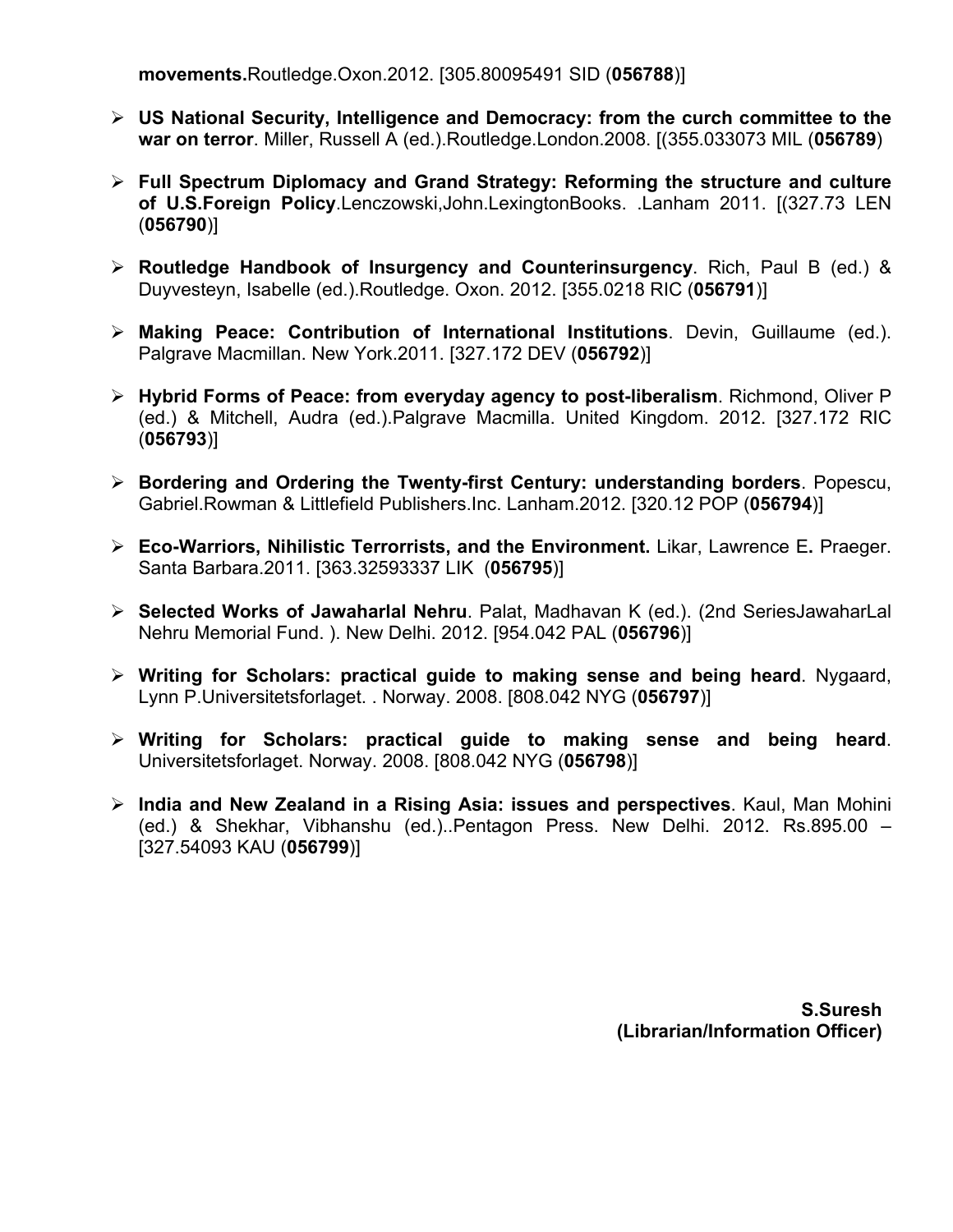**movements.**Routledge.Oxon.2012. [305.80095491 SID (**056788**)]

- **US National Security, Intelligence and Democracy: from the curch committee to the war on terror**. Miller, Russell A (ed.).Routledge.London.2008. [(355.033073 MIL (**056789**)

- **Full Spectrum Diplomacy and Grand Strategy: Reforming the structure and culture of U.S.Foreign Policy**.Lenczowski,John.LexingtonBooks. .Lanham 2011. [(327.73 LEN (**056790**)]

- **Routledge Handbook of Insurgency and Counterinsurgency**. Rich, Paul B (ed.) & Duyvesteyn, Isabelle (ed.).Routledge. Oxon. 2012. [355.0218 RIC (**056791**)]

- **Making Peace: Contribution of International Institutions**. Devin, Guillaume (ed.). Palgrave Macmillan. New York.2011. [327.172 DEV (**056792**)]

- **Hybrid Forms of Peace: from everyday agency to post-liberalism**. Richmond, Oliver P (ed.) & Mitchell, Audra (ed.).Palgrave Macmilla. United Kingdom. 2012. [327.172 RIC (**056793**)]

- **Bordering and Ordering the Twenty-first Century: understanding borders**. Popescu, Gabriel.Rowman & Littlefield Publishers.Inc. Lanham.2012. [320.12 POP (**056794**)]

- **Eco-Warriors, Nihilistic Terrorrists, and the Environment.** Likar, Lawrence E**.** Praeger. Santa Barbara.2011. [363.32593337 LIK (**056795**)]

- **Selected Works of Jawaharlal Nehru**. Palat, Madhavan K (ed.). (2nd SeriesJawaharLal Nehru Memorial Fund. ). New Delhi. 2012. [954.042 PAL (**056796**)]

- **Writing for Scholars: practical guide to making sense and being heard**. Nygaard, Lynn P.Universitetsforlaget. . Norway. 2008. [808.042 NYG (**056797**)]

- **Writing for Scholars: practical guide to making sense and being heard**. Universitetsforlaget. Norway. 2008. [808.042 NYG (**056798**)]

- **India and New Zealand in a Rising Asia: issues and perspectives**. Kaul, Man Mohini (ed.) & Shekhar, Vibhanshu (ed.)..Pentagon Press. New Delhi. 2012. Rs.895.00 – [327.54093 KAU (**056799**)]

**S.Suresh**
**(Librarian/Information Officer)**